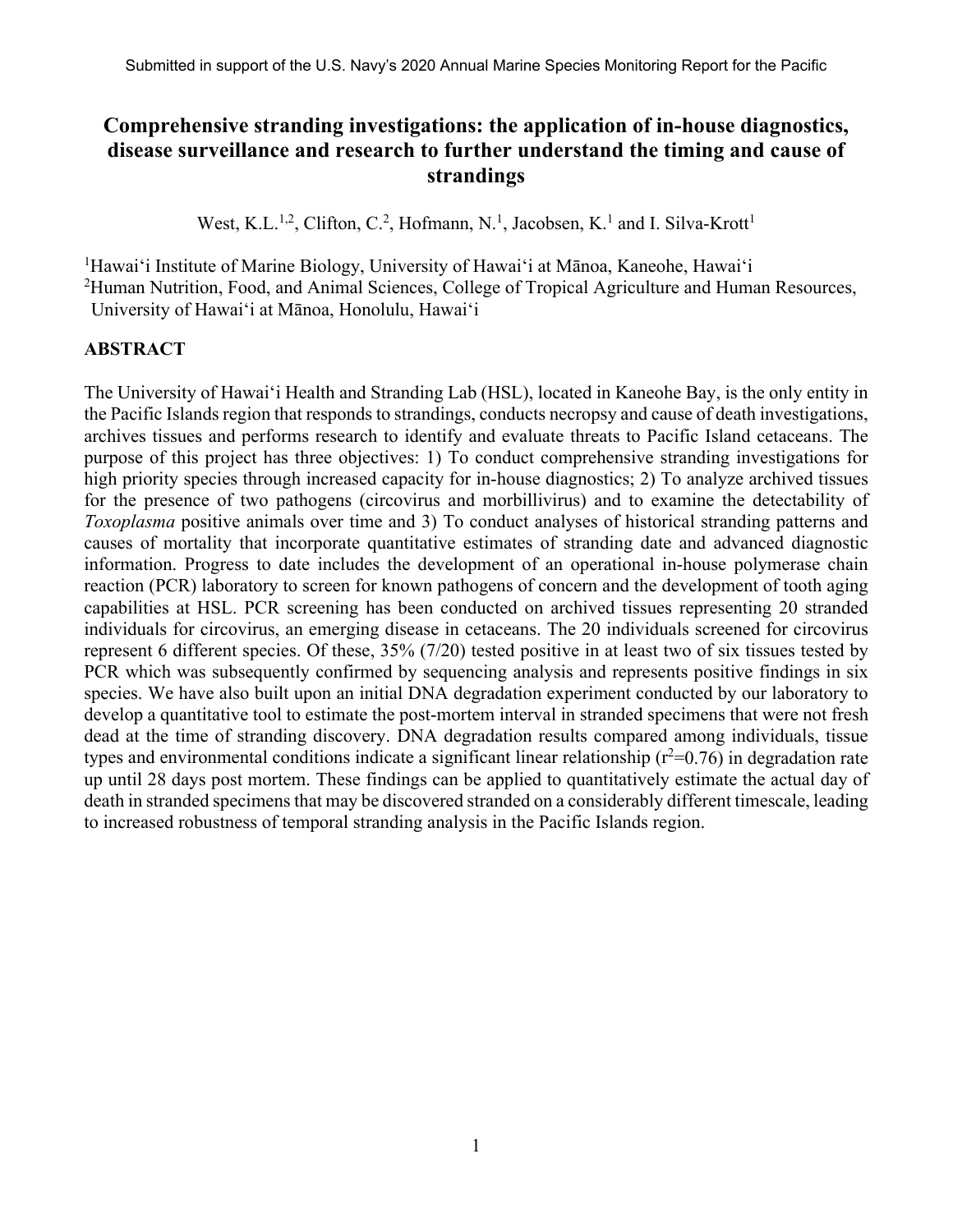# Comprehensive stranding investigations: the application of in-house diagnostics, disease surveillance and research to further understand the timing and cause of strandings

West, K.L.[1,2], Clifton, C.[2], Hofmann, N.[1], Jacobsen, K.[1] and I. Silva-Krott[1]

[1]Hawaiʻi Institute of Marine Biology, University of Hawaiʻi at Mānoa, Kaneohe, Hawaiʻi
[2]Human Nutrition, Food, and Animal Sciences, College of Tropical Agriculture and Human Resources, University of Hawaiʻi at Mānoa, Honolulu, Hawaiʻi

## ABSTRACT

The University of Hawaiʻi Health and Stranding Lab (HSL), located in Kaneohe Bay, is the only entity in the Pacific Islands region that responds to strandings, conducts necropsy and cause of death investigations, archives tissues and performs research to identify and evaluate threats to Pacific Island cetaceans. The purpose of this project has three objectives: 1) To conduct comprehensive stranding investigations for high priority species through increased capacity for in-house diagnostics; 2) To analyze archived tissues for the presence of two pathogens (circovirus and morbillivirus) and to examine the detectability of *Toxoplasma* positive animals over time and 3) To conduct analyses of historical stranding patterns and causes of mortality that incorporate quantitative estimates of stranding date and advanced diagnostic information. Progress to date includes the development of an operational in-house polymerase chain reaction (PCR) laboratory to screen for known pathogens of concern and the development of tooth aging capabilities at HSL. PCR screening has been conducted on archived tissues representing 20 stranded individuals for circovirus, an emerging disease in cetaceans. The 20 individuals screened for circovirus represent 6 different species. Of these, 35% (7/20) tested positive in at least two of six tissues tested by PCR which was subsequently confirmed by sequencing analysis and represents positive findings in six species. We have also built upon an initial DNA degradation experiment conducted by our laboratory to develop a quantitative tool to estimate the post-mortem interval in stranded specimens that were not fresh dead at the time of stranding discovery. DNA degradation results compared among individuals, tissue types and environmental conditions indicate a significant linear relationship ($r^2$=0.76) in degradation rate up until 28 days post mortem. These findings can be applied to quantitatively estimate the actual day of death in stranded specimens that may be discovered stranded on a considerably different timescale, leading to increased robustness of temporal stranding analysis in the Pacific Islands region.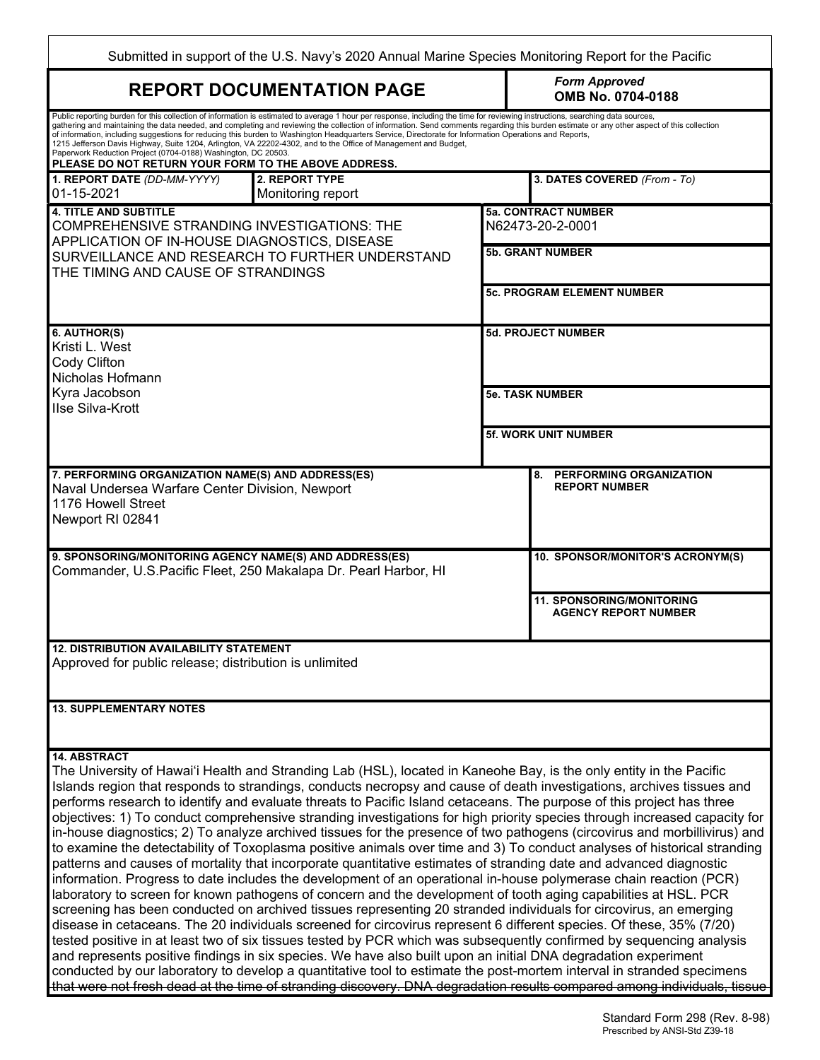Submitted in support of the U.S. Navy's 2020 Annual Marine Species Monitoring Report for the Pacific

# REPORT DOCUMENTATION PAGE

*Form Approved*
**OMB No. 0704-0188**

Public reporting burden for this collection of information is estimated to average 1 hour per response, including the time for reviewing instructions, searching data sources, gathering and maintaining the data needed, and completing and reviewing the collection of information. Send comments regarding this burden estimate or any other aspect of this collection of information, including suggestions for reducing this burden to Washington Headquarters Service, Directorate for Information Operations and Reports, 1215 Jefferson Davis Highway, Suite 1204, Arlington, VA 22202-4302, and to the Office of Management and Budget, Paperwork Reduction Project (0704-0188) Washington, DC 20503.
**PLEASE DO NOT RETURN YOUR FORM TO THE ABOVE ADDRESS.**

| **1. REPORT DATE** *(DD-MM-YYYY)* | **2. REPORT TYPE** | **3. DATES COVERED** *(From - To)* |
|---|---|---|
| 01-15-2021 | Monitoring report | |

**4. TITLE AND SUBTITLE**
COMPREHENSIVE STRANDING INVESTIGATIONS: THE APPLICATION OF IN-HOUSE DIAGNOSTICS, DISEASE SURVEILLANCE AND RESEARCH TO FURTHER UNDERSTAND THE TIMING AND CAUSE OF STRANDINGS

**5a. CONTRACT NUMBER**
N62473-20-2-0001

**5b. GRANT NUMBER**

**5c. PROGRAM ELEMENT NUMBER**

**6. AUTHOR(S)**
Kristi L. West
Cody Clifton
Nicholas Hofmann
Kyra Jacobson
Ilse Silva-Krott

**5d. PROJECT NUMBER**

**5e. TASK NUMBER**

**5f. WORK UNIT NUMBER**

**7. PERFORMING ORGANIZATION NAME(S) AND ADDRESS(ES)**
Naval Undersea Warfare Center Division, Newport
1176 Howell Street
Newport RI 02841

**8. PERFORMING ORGANIZATION REPORT NUMBER**

**9. SPONSORING/MONITORING AGENCY NAME(S) AND ADDRESS(ES)**
Commander, U.S.Pacific Fleet, 250 Makalapa Dr. Pearl Harbor, HI

**10. SPONSOR/MONITOR'S ACRONYM(S)**

**11. SPONSORING/MONITORING AGENCY REPORT NUMBER**

**12. DISTRIBUTION AVAILABILITY STATEMENT**
Approved for public release; distribution is unlimited

**13. SUPPLEMENTARY NOTES**

**14. ABSTRACT**
The University of Hawai'i Health and Stranding Lab (HSL), located in Kaneohe Bay, is the only entity in the Pacific Islands region that responds to strandings, conducts necropsy and cause of death investigations, archives tissues and performs research to identify and evaluate threats to Pacific Island cetaceans. The purpose of this project has three objectives: 1) To conduct comprehensive stranding investigations for high priority species through increased capacity for in-house diagnostics; 2) To analyze archived tissues for the presence of two pathogens (circovirus and morbillivirus) and to examine the detectability of Toxoplasma positive animals over time and 3) To conduct analyses of historical stranding patterns and causes of mortality that incorporate quantitative estimates of stranding date and advanced diagnostic information. Progress to date includes the development of an operational in-house polymerase chain reaction (PCR) laboratory to screen for known pathogens of concern and the development of tooth aging capabilities at HSL. PCR screening has been conducted on archived tissues representing 20 stranded individuals for circovirus, an emerging disease in cetaceans. The 20 individuals screened for circovirus represent 6 different species. Of these, 35% (7/20) tested positive in at least two of six tissues tested by PCR which was subsequently confirmed by sequencing analysis and represents positive findings in six species. We have also built upon an initial DNA degradation experiment conducted by our laboratory to develop a quantitative tool to estimate the post-mortem interval in stranded specimens that were not fresh dead at the time of stranding discovery. DNA degradation results compared among individuals, tissue

Standard Form 298 (Rev. 8-98)
Prescribed by ANSI-Std Z39-18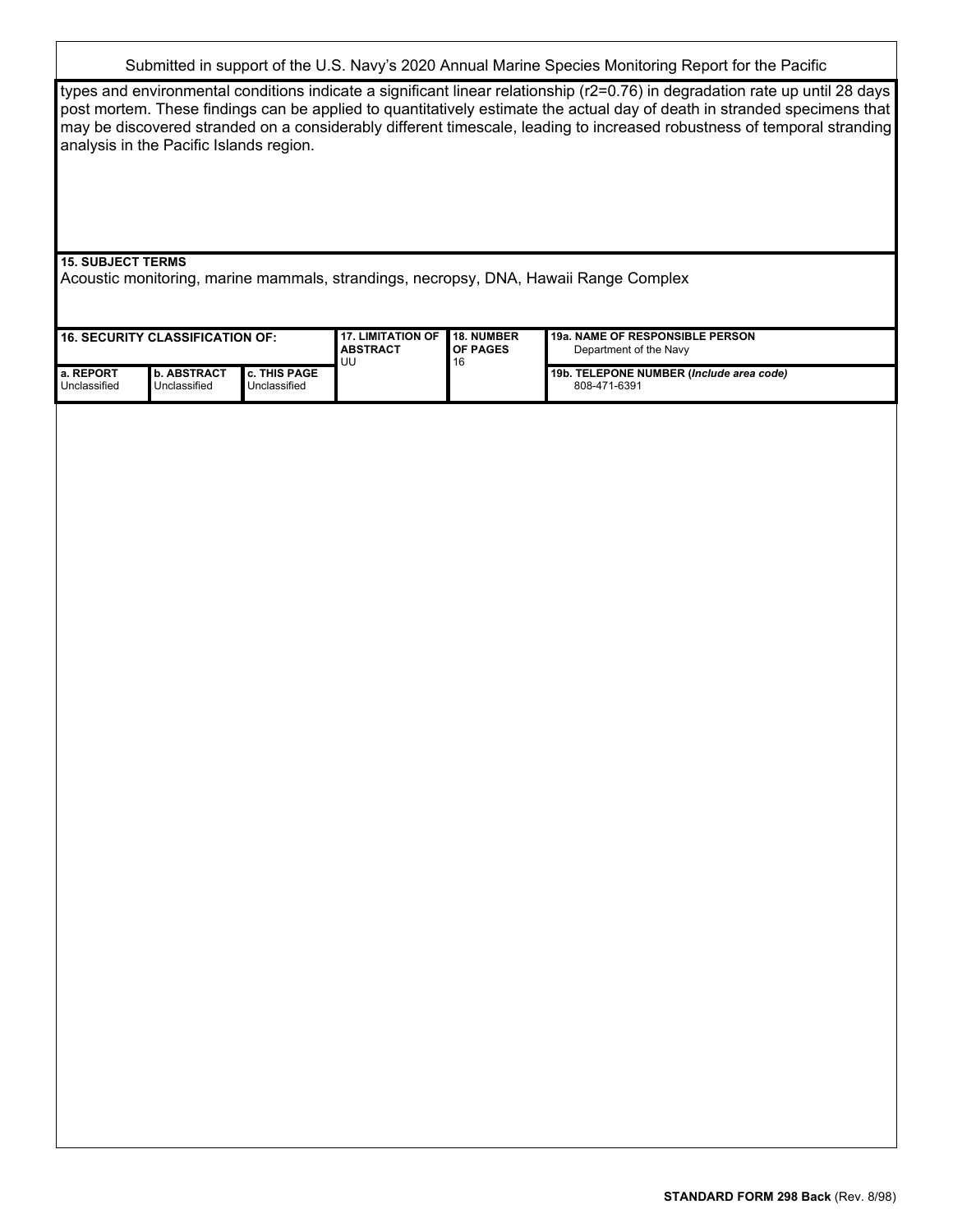Submitted in support of the U.S. Navy's 2020 Annual Marine Species Monitoring Report for the Pacific

types and environmental conditions indicate a significant linear relationship ($r^2=0.76$) in degradation rate up until 28 days post mortem. These findings can be applied to quantitatively estimate the actual day of death in stranded specimens that may be discovered stranded on a considerably different timescale, leading to increased robustness of temporal stranding analysis in the Pacific Islands region.

**15. SUBJECT TERMS**

Acoustic monitoring, marine mammals, strandings, necropsy, DNA, Hawaii Range Complex

| 16. SECURITY CLASSIFICATION OF: | | | 17. LIMITATION OF ABSTRACT | 18. NUMBER OF PAGES | 19a. NAME OF RESPONSIBLE PERSON |
|---|---|---|---|---|---|
| | | | UU | 16 | Department of the Navy |
| a. REPORT | b. ABSTRACT | c. THIS PAGE | | | 19b. TELEPONE NUMBER (*Include area code*) |
| Unclassified | Unclassified | Unclassified | | | 808-471-6391 |

**STANDARD FORM 298 Back** (Rev. 8/98)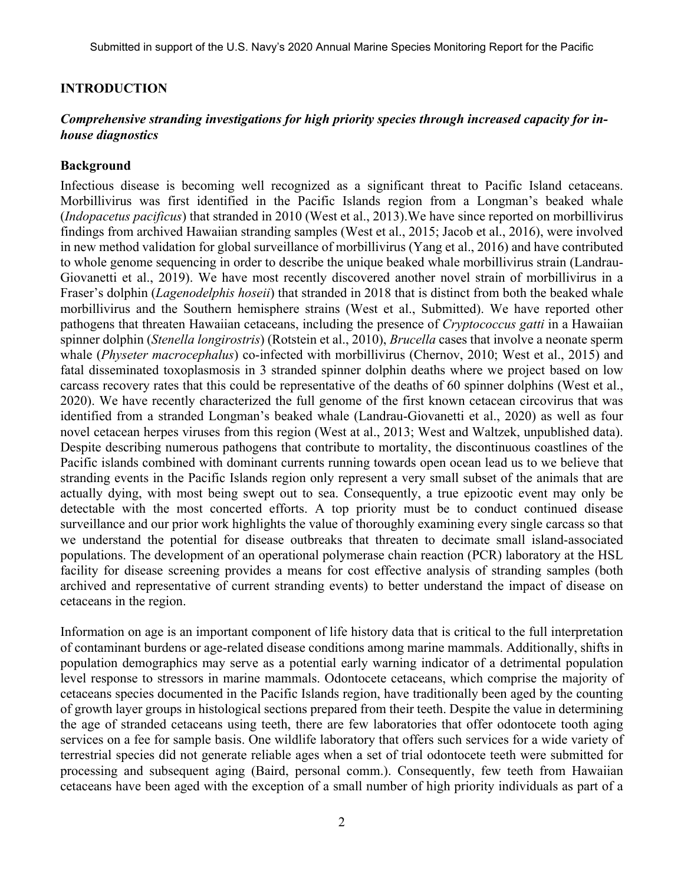## INTRODUCTION

### *Comprehensive stranding investigations for high priority species through increased capacity for in-house diagnostics*

### Background

Infectious disease is becoming well recognized as a significant threat to Pacific Island cetaceans. Morbillivirus was first identified in the Pacific Islands region from a Longman's beaked whale (*Indopacetus pacificus*) that stranded in 2010 (West et al., 2013).We have since reported on morbillivirus findings from archived Hawaiian stranding samples (West et al., 2015; Jacob et al., 2016), were involved in new method validation for global surveillance of morbillivirus (Yang et al., 2016) and have contributed to whole genome sequencing in order to describe the unique beaked whale morbillivirus strain (Landrau-Giovanetti et al., 2019). We have most recently discovered another novel strain of morbillivirus in a Fraser's dolphin (*Lagenodelphis hoseii*) that stranded in 2018 that is distinct from both the beaked whale morbillivirus and the Southern hemisphere strains (West et al., Submitted). We have reported other pathogens that threaten Hawaiian cetaceans, including the presence of *Cryptococcus gatti* in a Hawaiian spinner dolphin (*Stenella longirostris*) (Rotstein et al., 2010), *Brucella* cases that involve a neonate sperm whale (*Physeter macrocephalus*) co-infected with morbillivirus (Chernov, 2010; West et al., 2015) and fatal disseminated toxoplasmosis in 3 stranded spinner dolphin deaths where we project based on low carcass recovery rates that this could be representative of the deaths of 60 spinner dolphins (West et al., 2020). We have recently characterized the full genome of the first known cetacean circovirus that was identified from a stranded Longman's beaked whale (Landrau-Giovanetti et al., 2020) as well as four novel cetacean herpes viruses from this region (West at al., 2013; West and Waltzek, unpublished data). Despite describing numerous pathogens that contribute to mortality, the discontinuous coastlines of the Pacific islands combined with dominant currents running towards open ocean lead us to we believe that stranding events in the Pacific Islands region only represent a very small subset of the animals that are actually dying, with most being swept out to sea. Consequently, a true epizootic event may only be detectable with the most concerted efforts. A top priority must be to conduct continued disease surveillance and our prior work highlights the value of thoroughly examining every single carcass so that we understand the potential for disease outbreaks that threaten to decimate small island-associated populations. The development of an operational polymerase chain reaction (PCR) laboratory at the HSL facility for disease screening provides a means for cost effective analysis of stranding samples (both archived and representative of current stranding events) to better understand the impact of disease on cetaceans in the region.

Information on age is an important component of life history data that is critical to the full interpretation of contaminant burdens or age-related disease conditions among marine mammals. Additionally, shifts in population demographics may serve as a potential early warning indicator of a detrimental population level response to stressors in marine mammals. Odontocete cetaceans, which comprise the majority of cetaceans species documented in the Pacific Islands region, have traditionally been aged by the counting of growth layer groups in histological sections prepared from their teeth. Despite the value in determining the age of stranded cetaceans using teeth, there are few laboratories that offer odontocete tooth aging services on a fee for sample basis. One wildlife laboratory that offers such services for a wide variety of terrestrial species did not generate reliable ages when a set of trial odontocete teeth were submitted for processing and subsequent aging (Baird, personal comm.). Consequently, few teeth from Hawaiian cetaceans have been aged with the exception of a small number of high priority individuals as part of a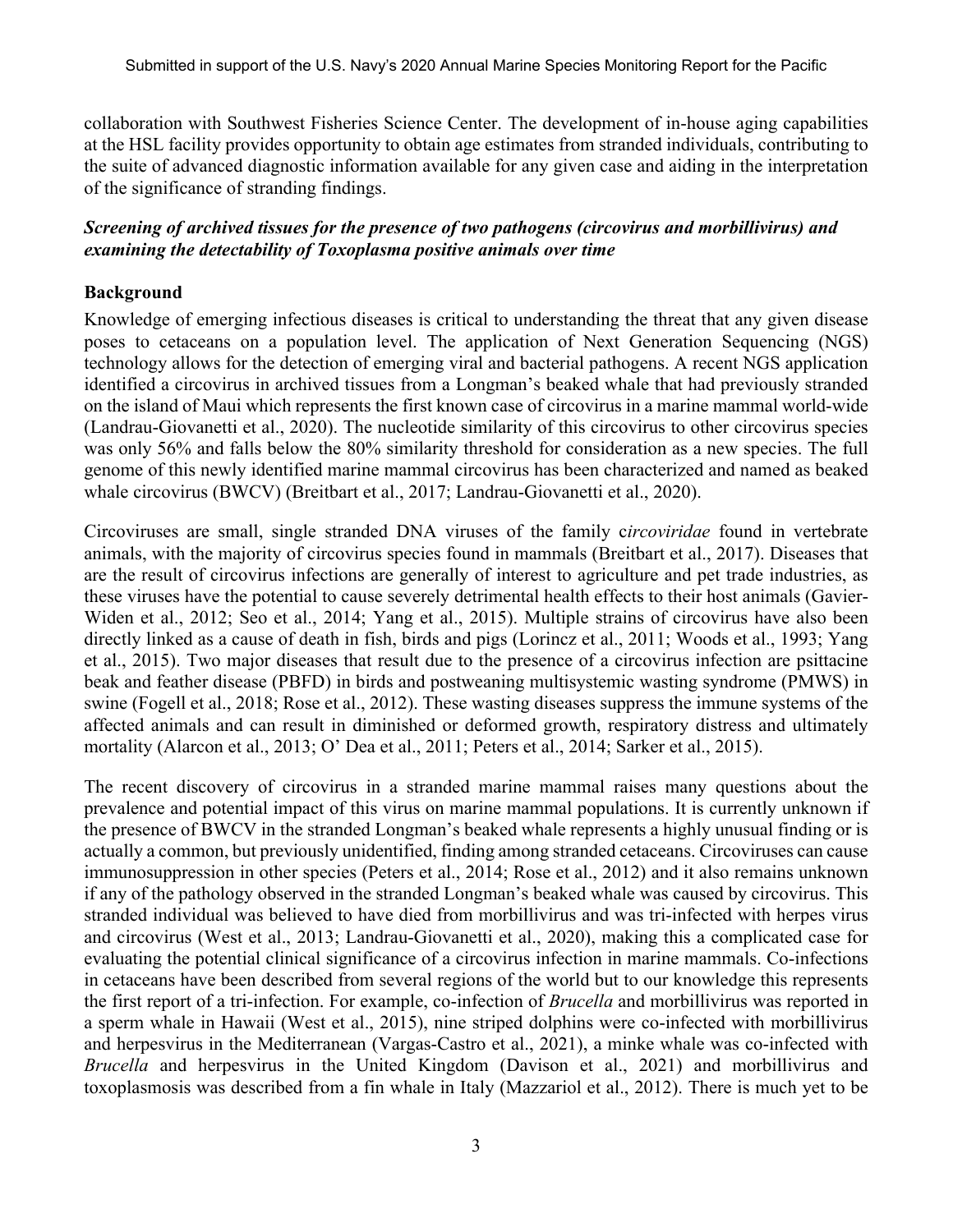collaboration with Southwest Fisheries Science Center. The development of in-house aging capabilities at the HSL facility provides opportunity to obtain age estimates from stranded individuals, contributing to the suite of advanced diagnostic information available for any given case and aiding in the interpretation of the significance of stranding findings.

### *Screening of archived tissues for the presence of two pathogens (circovirus and morbillivirus) and examining the detectability of Toxoplasma positive animals over time*

### Background

Knowledge of emerging infectious diseases is critical to understanding the threat that any given disease poses to cetaceans on a population level. The application of Next Generation Sequencing (NGS) technology allows for the detection of emerging viral and bacterial pathogens. A recent NGS application identified a circovirus in archived tissues from a Longman's beaked whale that had previously stranded on the island of Maui which represents the first known case of circovirus in a marine mammal world-wide (Landrau-Giovanetti et al., 2020). The nucleotide similarity of this circovirus to other circovirus species was only 56% and falls below the 80% similarity threshold for consideration as a new species. The full genome of this newly identified marine mammal circovirus has been characterized and named as beaked whale circovirus (BWCV) (Breitbart et al., 2017; Landrau-Giovanetti et al., 2020).

Circoviruses are small, single stranded DNA viruses of the family c*ircoviridae* found in vertebrate animals, with the majority of circovirus species found in mammals (Breitbart et al., 2017). Diseases that are the result of circovirus infections are generally of interest to agriculture and pet trade industries, as these viruses have the potential to cause severely detrimental health effects to their host animals (Gavier-Widen et al., 2012; Seo et al., 2014; Yang et al., 2015). Multiple strains of circovirus have also been directly linked as a cause of death in fish, birds and pigs (Lorincz et al., 2011; Woods et al., 1993; Yang et al., 2015). Two major diseases that result due to the presence of a circovirus infection are psittacine beak and feather disease (PBFD) in birds and postweaning multisystemic wasting syndrome (PMWS) in swine (Fogell et al., 2018; Rose et al., 2012). These wasting diseases suppress the immune systems of the affected animals and can result in diminished or deformed growth, respiratory distress and ultimately mortality (Alarcon et al., 2013; O' Dea et al., 2011; Peters et al., 2014; Sarker et al., 2015).

The recent discovery of circovirus in a stranded marine mammal raises many questions about the prevalence and potential impact of this virus on marine mammal populations. It is currently unknown if the presence of BWCV in the stranded Longman's beaked whale represents a highly unusual finding or is actually a common, but previously unidentified, finding among stranded cetaceans. Circoviruses can cause immunosuppression in other species (Peters et al., 2014; Rose et al., 2012) and it also remains unknown if any of the pathology observed in the stranded Longman's beaked whale was caused by circovirus. This stranded individual was believed to have died from morbillivirus and was tri-infected with herpes virus and circovirus (West et al., 2013; Landrau-Giovanetti et al., 2020), making this a complicated case for evaluating the potential clinical significance of a circovirus infection in marine mammals. Co-infections in cetaceans have been described from several regions of the world but to our knowledge this represents the first report of a tri-infection. For example, co-infection of *Brucella* and morbillivirus was reported in a sperm whale in Hawaii (West et al., 2015), nine striped dolphins were co-infected with morbillivirus and herpesvirus in the Mediterranean (Vargas-Castro et al., 2021), a minke whale was co-infected with *Brucella* and herpesvirus in the United Kingdom (Davison et al., 2021) and morbillivirus and toxoplasmosis was described from a fin whale in Italy (Mazzariol et al., 2012). There is much yet to be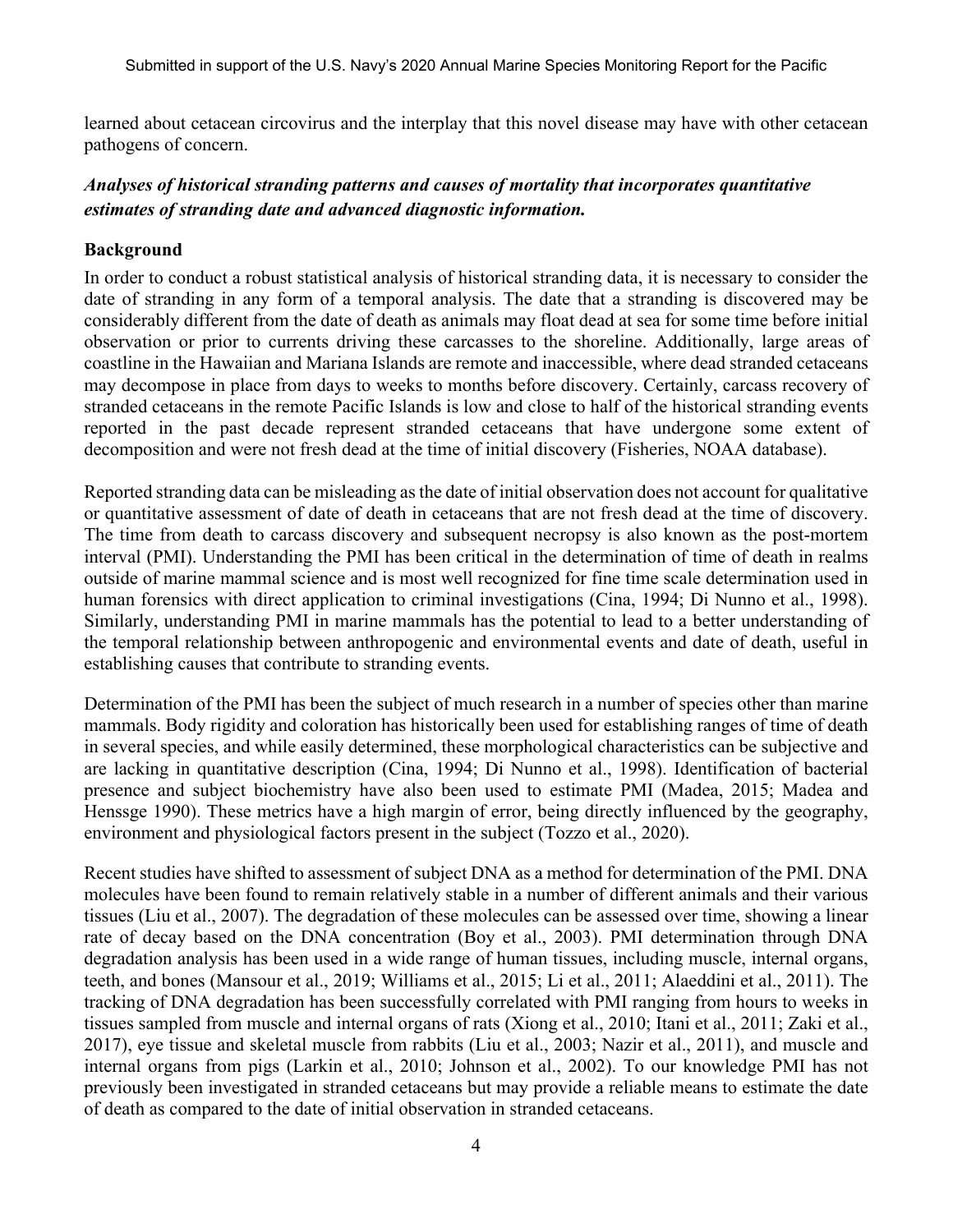learned about cetacean circovirus and the interplay that this novel disease may have with other cetacean pathogens of concern.

***Analyses of historical stranding patterns and causes of mortality that incorporates quantitative estimates of stranding date and advanced diagnostic information.***

**Background**

In order to conduct a robust statistical analysis of historical stranding data, it is necessary to consider the date of stranding in any form of a temporal analysis. The date that a stranding is discovered may be considerably different from the date of death as animals may float dead at sea for some time before initial observation or prior to currents driving these carcasses to the shoreline. Additionally, large areas of coastline in the Hawaiian and Mariana Islands are remote and inaccessible, where dead stranded cetaceans may decompose in place from days to weeks to months before discovery. Certainly, carcass recovery of stranded cetaceans in the remote Pacific Islands is low and close to half of the historical stranding events reported in the past decade represent stranded cetaceans that have undergone some extent of decomposition and were not fresh dead at the time of initial discovery (Fisheries, NOAA database).

Reported stranding data can be misleading as the date of initial observation does not account for qualitative or quantitative assessment of date of death in cetaceans that are not fresh dead at the time of discovery. The time from death to carcass discovery and subsequent necropsy is also known as the post-mortem interval (PMI). Understanding the PMI has been critical in the determination of time of death in realms outside of marine mammal science and is most well recognized for fine time scale determination used in human forensics with direct application to criminal investigations (Cina, 1994; Di Nunno et al., 1998). Similarly, understanding PMI in marine mammals has the potential to lead to a better understanding of the temporal relationship between anthropogenic and environmental events and date of death, useful in establishing causes that contribute to stranding events.

Determination of the PMI has been the subject of much research in a number of species other than marine mammals. Body rigidity and coloration has historically been used for establishing ranges of time of death in several species, and while easily determined, these morphological characteristics can be subjective and are lacking in quantitative description (Cina, 1994; Di Nunno et al., 1998). Identification of bacterial presence and subject biochemistry have also been used to estimate PMI (Madea, 2015; Madea and Henssge 1990). These metrics have a high margin of error, being directly influenced by the geography, environment and physiological factors present in the subject (Tozzo et al., 2020).

Recent studies have shifted to assessment of subject DNA as a method for determination of the PMI. DNA molecules have been found to remain relatively stable in a number of different animals and their various tissues (Liu et al., 2007). The degradation of these molecules can be assessed over time, showing a linear rate of decay based on the DNA concentration (Boy et al., 2003). PMI determination through DNA degradation analysis has been used in a wide range of human tissues, including muscle, internal organs, teeth, and bones (Mansour et al., 2019; Williams et al., 2015; Li et al., 2011; Alaeddini et al., 2011). The tracking of DNA degradation has been successfully correlated with PMI ranging from hours to weeks in tissues sampled from muscle and internal organs of rats (Xiong et al., 2010; Itani et al., 2011; Zaki et al., 2017), eye tissue and skeletal muscle from rabbits (Liu et al., 2003; Nazir et al., 2011), and muscle and internal organs from pigs (Larkin et al., 2010; Johnson et al., 2002). To our knowledge PMI has not previously been investigated in stranded cetaceans but may provide a reliable means to estimate the date of death as compared to the date of initial observation in stranded cetaceans.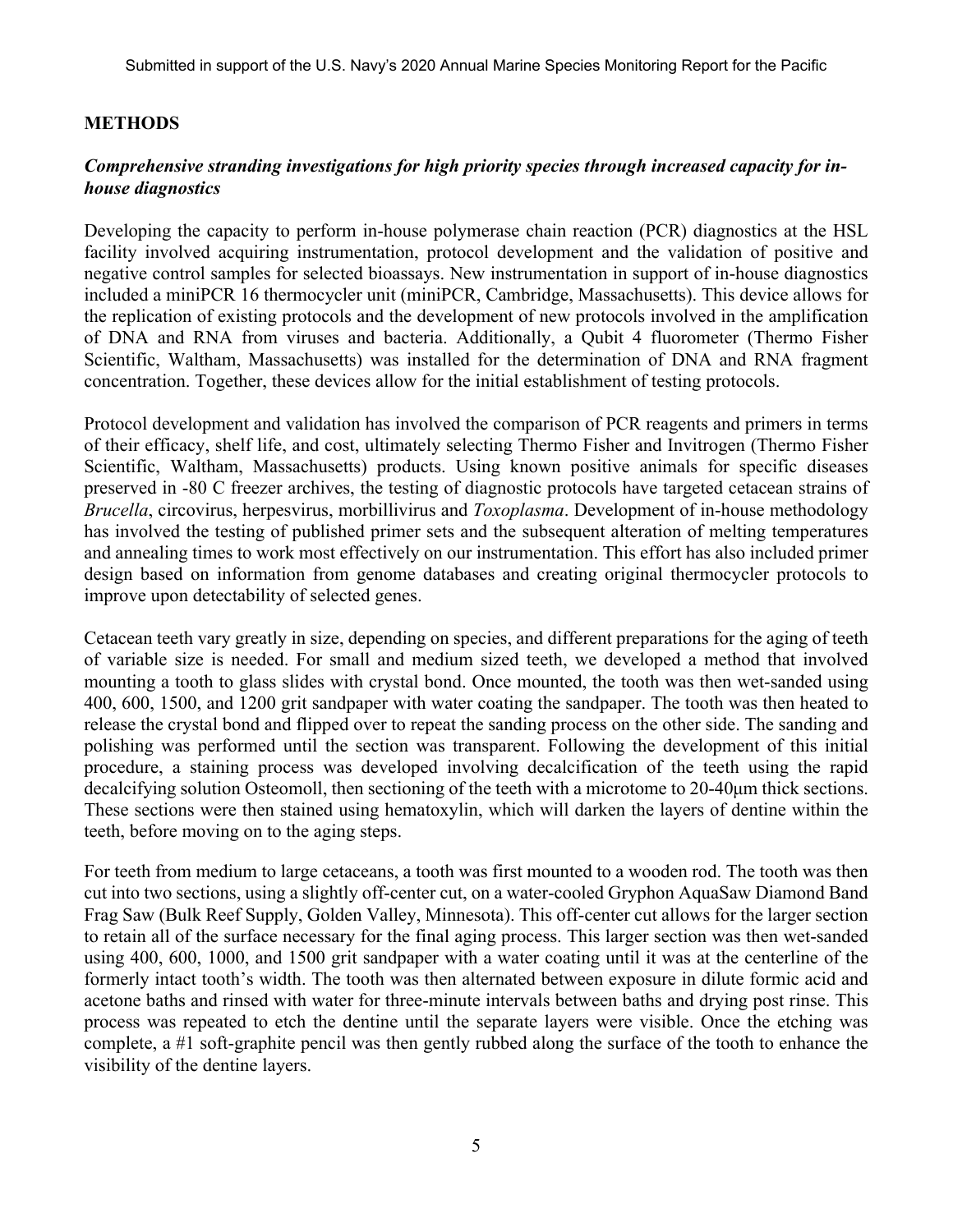## METHODS

### *Comprehensive stranding investigations for high priority species through increased capacity for in-house diagnostics*

Developing the capacity to perform in-house polymerase chain reaction (PCR) diagnostics at the HSL facility involved acquiring instrumentation, protocol development and the validation of positive and negative control samples for selected bioassays. New instrumentation in support of in-house diagnostics included a miniPCR 16 thermocycler unit (miniPCR, Cambridge, Massachusetts). This device allows for the replication of existing protocols and the development of new protocols involved in the amplification of DNA and RNA from viruses and bacteria. Additionally, a Qubit 4 fluorometer (Thermo Fisher Scientific, Waltham, Massachusetts) was installed for the determination of DNA and RNA fragment concentration. Together, these devices allow for the initial establishment of testing protocols.

Protocol development and validation has involved the comparison of PCR reagents and primers in terms of their efficacy, shelf life, and cost, ultimately selecting Thermo Fisher and Invitrogen (Thermo Fisher Scientific, Waltham, Massachusetts) products. Using known positive animals for specific diseases preserved in -80 C freezer archives, the testing of diagnostic protocols have targeted cetacean strains of *Brucella*, circovirus, herpesvirus, morbillivirus and *Toxoplasma*. Development of in-house methodology has involved the testing of published primer sets and the subsequent alteration of melting temperatures and annealing times to work most effectively on our instrumentation. This effort has also included primer design based on information from genome databases and creating original thermocycler protocols to improve upon detectability of selected genes.

Cetacean teeth vary greatly in size, depending on species, and different preparations for the aging of teeth of variable size is needed. For small and medium sized teeth, we developed a method that involved mounting a tooth to glass slides with crystal bond. Once mounted, the tooth was then wet-sanded using 400, 600, 1500, and 1200 grit sandpaper with water coating the sandpaper. The tooth was then heated to release the crystal bond and flipped over to repeat the sanding process on the other side. The sanding and polishing was performed until the section was transparent. Following the development of this initial procedure, a staining process was developed involving decalcification of the teeth using the rapid decalcifying solution Osteomoll, then sectioning of the teeth with a microtome to 20-40μm thick sections. These sections were then stained using hematoxylin, which will darken the layers of dentine within the teeth, before moving on to the aging steps.

For teeth from medium to large cetaceans, a tooth was first mounted to a wooden rod. The tooth was then cut into two sections, using a slightly off-center cut, on a water-cooled Gryphon AquaSaw Diamond Band Frag Saw (Bulk Reef Supply, Golden Valley, Minnesota). This off-center cut allows for the larger section to retain all of the surface necessary for the final aging process. This larger section was then wet-sanded using 400, 600, 1000, and 1500 grit sandpaper with a water coating until it was at the centerline of the formerly intact tooth's width. The tooth was then alternated between exposure in dilute formic acid and acetone baths and rinsed with water for three-minute intervals between baths and drying post rinse. This process was repeated to etch the dentine until the separate layers were visible. Once the etching was complete, a #1 soft-graphite pencil was then gently rubbed along the surface of the tooth to enhance the visibility of the dentine layers.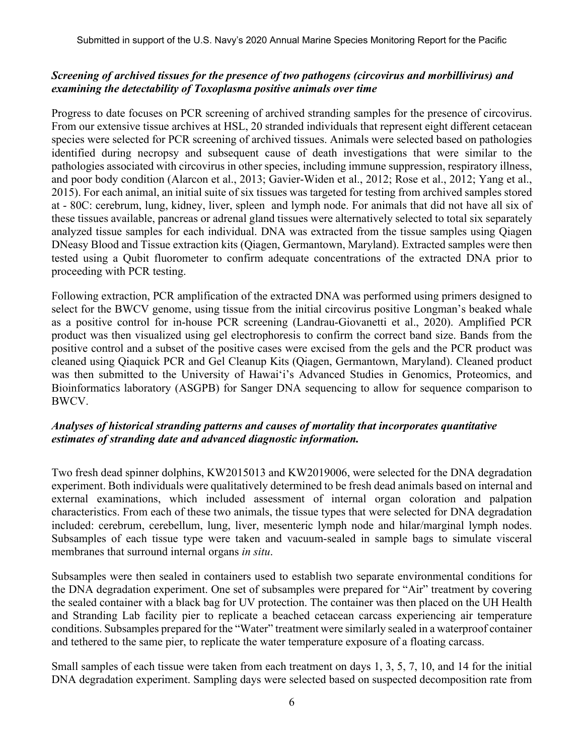***Screening of archived tissues for the presence of two pathogens (circovirus and morbillivirus) and examining the detectability of Toxoplasma positive animals over time***

Progress to date focuses on PCR screening of archived stranding samples for the presence of circovirus. From our extensive tissue archives at HSL, 20 stranded individuals that represent eight different cetacean species were selected for PCR screening of archived tissues. Animals were selected based on pathologies identified during necropsy and subsequent cause of death investigations that were similar to the pathologies associated with circovirus in other species, including immune suppression, respiratory illness, and poor body condition (Alarcon et al., 2013; Gavier-Widen et al., 2012; Rose et al., 2012; Yang et al., 2015). For each animal, an initial suite of six tissues was targeted for testing from archived samples stored at - 80C: cerebrum, lung, kidney, liver, spleen and lymph node. For animals that did not have all six of these tissues available, pancreas or adrenal gland tissues were alternatively selected to total six separately analyzed tissue samples for each individual. DNA was extracted from the tissue samples using Qiagen DNeasy Blood and Tissue extraction kits (Qiagen, Germantown, Maryland). Extracted samples were then tested using a Qubit fluorometer to confirm adequate concentrations of the extracted DNA prior to proceeding with PCR testing.

Following extraction, PCR amplification of the extracted DNA was performed using primers designed to select for the BWCV genome, using tissue from the initial circovirus positive Longman's beaked whale as a positive control for in-house PCR screening (Landrau-Giovanetti et al., 2020). Amplified PCR product was then visualized using gel electrophoresis to confirm the correct band size. Bands from the positive control and a subset of the positive cases were excised from the gels and the PCR product was cleaned using Qiaquick PCR and Gel Cleanup Kits (Qiagen, Germantown, Maryland). Cleaned product was then submitted to the University of Hawaiʻi's Advanced Studies in Genomics, Proteomics, and Bioinformatics laboratory (ASGPB) for Sanger DNA sequencing to allow for sequence comparison to BWCV.

***Analyses of historical stranding patterns and causes of mortality that incorporates quantitative estimates of stranding date and advanced diagnostic information.***

Two fresh dead spinner dolphins, KW2015013 and KW2019006, were selected for the DNA degradation experiment. Both individuals were qualitatively determined to be fresh dead animals based on internal and external examinations, which included assessment of internal organ coloration and palpation characteristics. From each of these two animals, the tissue types that were selected for DNA degradation included: cerebrum, cerebellum, lung, liver, mesenteric lymph node and hilar/marginal lymph nodes. Subsamples of each tissue type were taken and vacuum-sealed in sample bags to simulate visceral membranes that surround internal organs *in situ*.

Subsamples were then sealed in containers used to establish two separate environmental conditions for the DNA degradation experiment. One set of subsamples were prepared for "Air" treatment by covering the sealed container with a black bag for UV protection. The container was then placed on the UH Health and Stranding Lab facility pier to replicate a beached cetacean carcass experiencing air temperature conditions. Subsamples prepared for the "Water" treatment were similarly sealed in a waterproof container and tethered to the same pier, to replicate the water temperature exposure of a floating carcass.

Small samples of each tissue were taken from each treatment on days 1, 3, 5, 7, 10, and 14 for the initial DNA degradation experiment. Sampling days were selected based on suspected decomposition rate from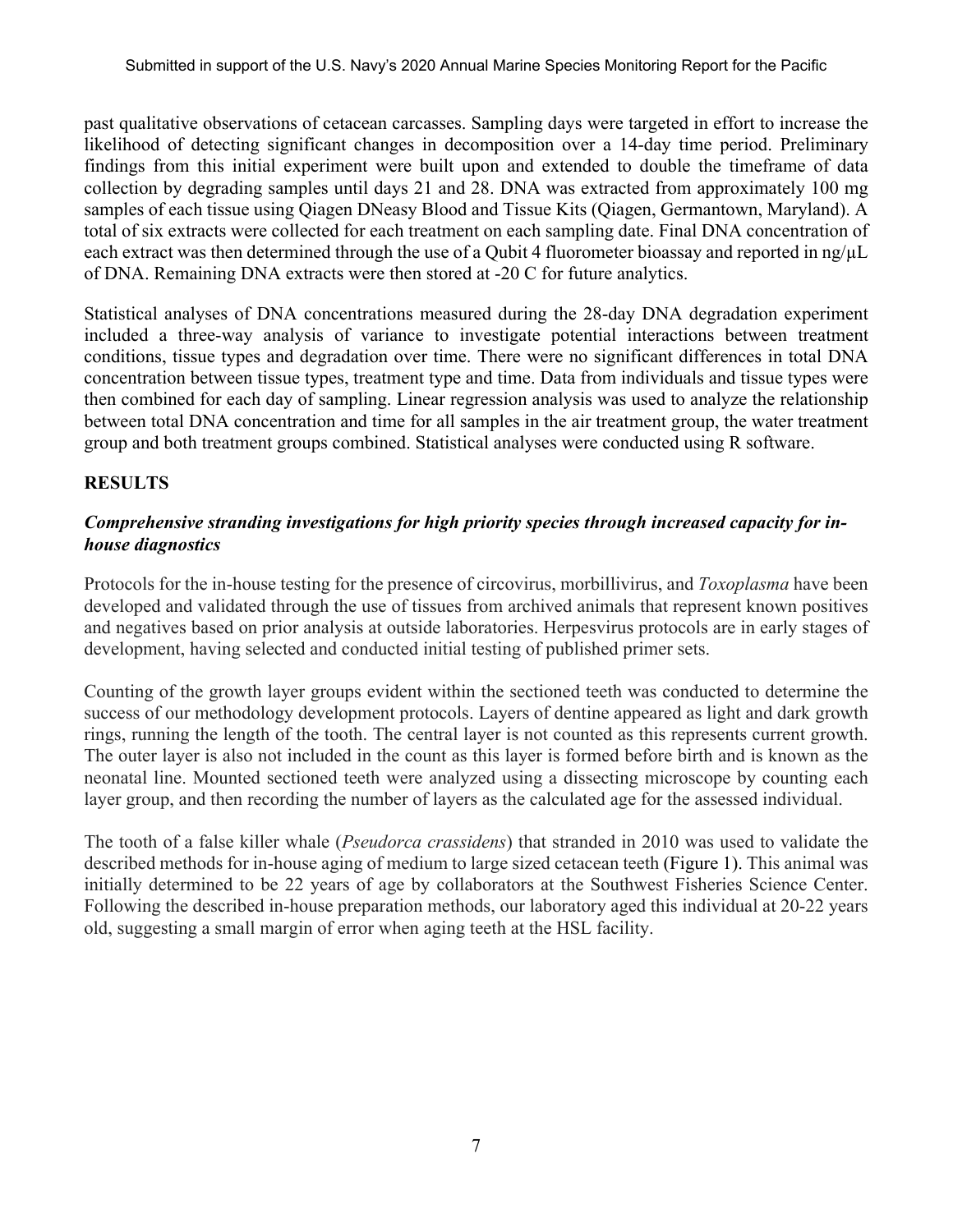past qualitative observations of cetacean carcasses. Sampling days were targeted in effort to increase the likelihood of detecting significant changes in decomposition over a 14-day time period. Preliminary findings from this initial experiment were built upon and extended to double the timeframe of data collection by degrading samples until days 21 and 28. DNA was extracted from approximately 100 mg samples of each tissue using Qiagen DNeasy Blood and Tissue Kits (Qiagen, Germantown, Maryland). A total of six extracts were collected for each treatment on each sampling date. Final DNA concentration of each extract was then determined through the use of a Qubit 4 fluorometer bioassay and reported in ng/μL of DNA. Remaining DNA extracts were then stored at -20 C for future analytics.

Statistical analyses of DNA concentrations measured during the 28-day DNA degradation experiment included a three-way analysis of variance to investigate potential interactions between treatment conditions, tissue types and degradation over time. There were no significant differences in total DNA concentration between tissue types, treatment type and time. Data from individuals and tissue types were then combined for each day of sampling. Linear regression analysis was used to analyze the relationship between total DNA concentration and time for all samples in the air treatment group, the water treatment group and both treatment groups combined. Statistical analyses were conducted using R software.

## RESULTS

### *Comprehensive stranding investigations for high priority species through increased capacity for in-house diagnostics*

Protocols for the in-house testing for the presence of circovirus, morbillivirus, and *Toxoplasma* have been developed and validated through the use of tissues from archived animals that represent known positives and negatives based on prior analysis at outside laboratories. Herpesvirus protocols are in early stages of development, having selected and conducted initial testing of published primer sets.

Counting of the growth layer groups evident within the sectioned teeth was conducted to determine the success of our methodology development protocols. Layers of dentine appeared as light and dark growth rings, running the length of the tooth. The central layer is not counted as this represents current growth. The outer layer is also not included in the count as this layer is formed before birth and is known as the neonatal line. Mounted sectioned teeth were analyzed using a dissecting microscope by counting each layer group, and then recording the number of layers as the calculated age for the assessed individual.

The tooth of a false killer whale (*Pseudorca crassidens*) that stranded in 2010 was used to validate the described methods for in-house aging of medium to large sized cetacean teeth (Figure 1). This animal was initially determined to be 22 years of age by collaborators at the Southwest Fisheries Science Center. Following the described in-house preparation methods, our laboratory aged this individual at 20-22 years old, suggesting a small margin of error when aging teeth at the HSL facility.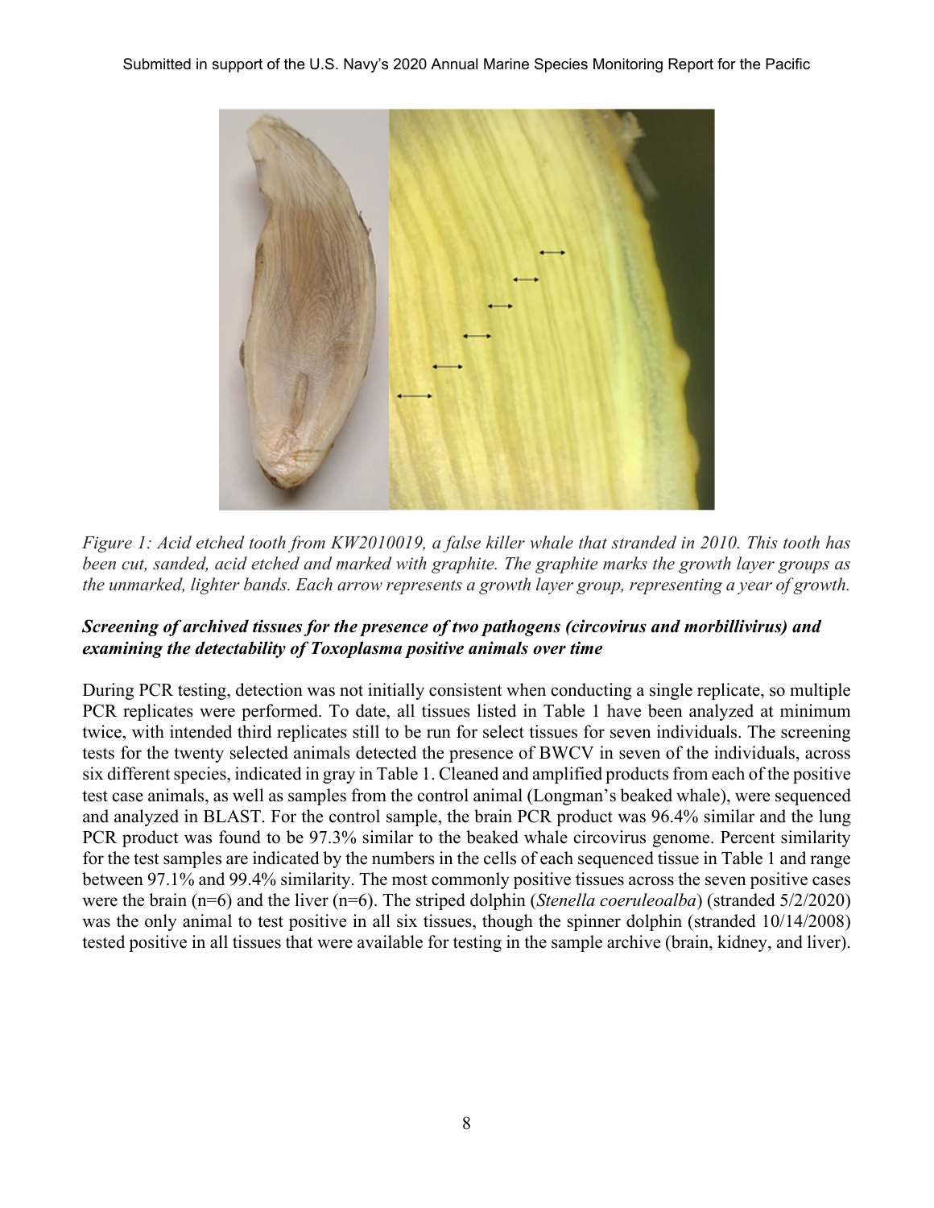*Figure 1: Acid etched tooth from KW2010019, a false killer whale that stranded in 2010. This tooth has been cut, sanded, acid etched and marked with graphite. The graphite marks the growth layer groups as the unmarked, lighter bands. Each arrow represents a growth layer group, representing a year of growth.*

***Screening of archived tissues for the presence of two pathogens (circovirus and morbillivirus) and examining the detectability of Toxoplasma positive animals over time***

During PCR testing, detection was not initially consistent when conducting a single replicate, so multiple PCR replicates were performed. To date, all tissues listed in Table 1 have been analyzed at minimum twice, with intended third replicates still to be run for select tissues for seven individuals. The screening tests for the twenty selected animals detected the presence of BWCV in seven of the individuals, across six different species, indicated in gray in Table 1. Cleaned and amplified products from each of the positive test case animals, as well as samples from the control animal (Longman's beaked whale), were sequenced and analyzed in BLAST. For the control sample, the brain PCR product was 96.4% similar and the lung PCR product was found to be 97.3% similar to the beaked whale circovirus genome. Percent similarity for the test samples are indicated by the numbers in the cells of each sequenced tissue in Table 1 and range between 97.1% and 99.4% similarity. The most commonly positive tissues across the seven positive cases were the brain (n=6) and the liver (n=6). The striped dolphin (*Stenella coeruleoalba*) (stranded 5/2/2020) was the only animal to test positive in all six tissues, though the spinner dolphin (stranded 10/14/2008) tested positive in all tissues that were available for testing in the sample archive (brain, kidney, and liver).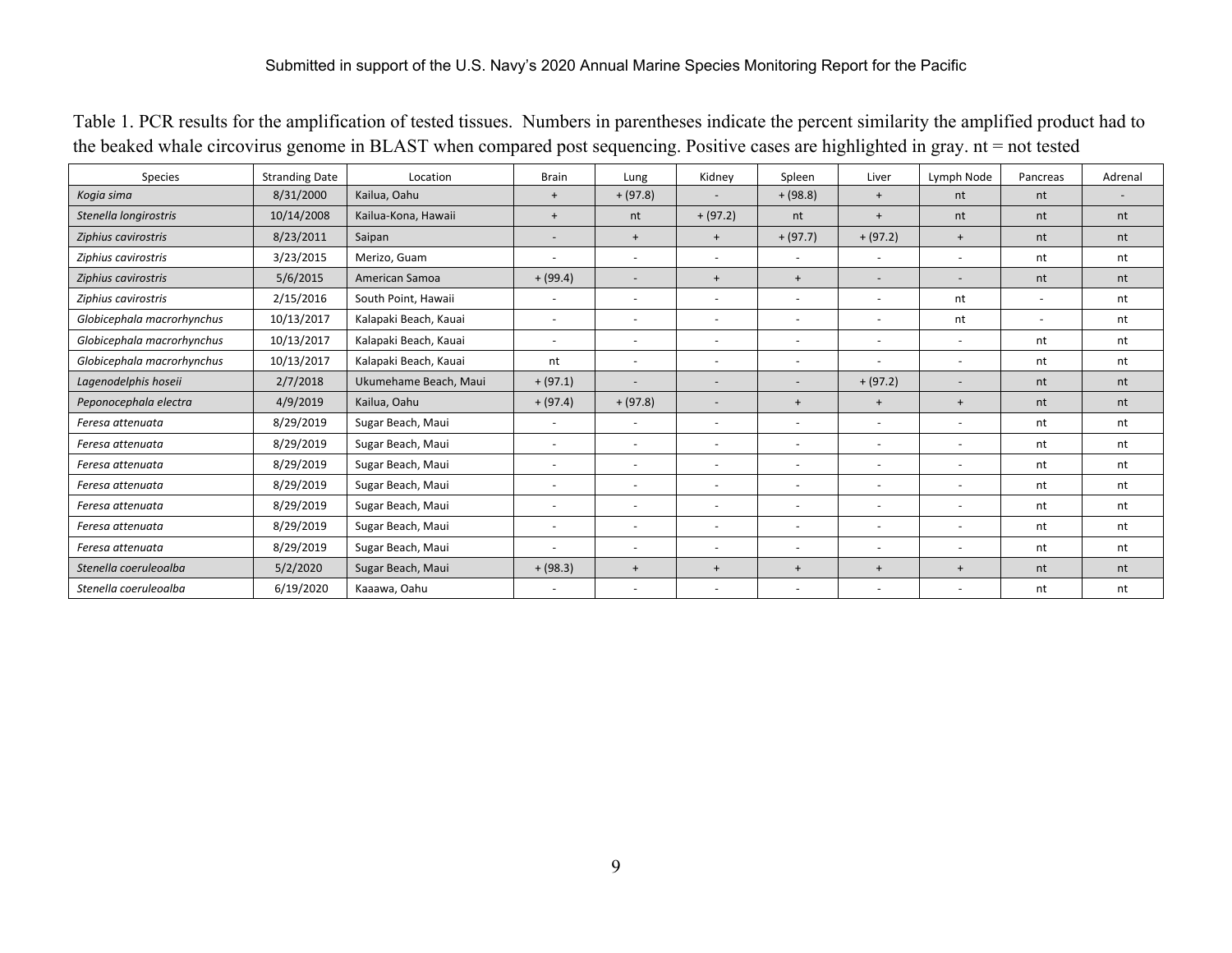Table 1. PCR results for the amplification of tested tissues. Numbers in parentheses indicate the percent similarity the amplified product had to the beaked whale circovirus genome in BLAST when compared post sequencing. Positive cases are highlighted in gray. nt = not tested

| Species | Stranding Date | Location | Brain | Lung | Kidney | Spleen | Liver | Lymph Node | Pancreas | Adrenal |
|---|---|---|---|---|---|---|---|---|---|---|
| *Kogia sima* | 8/31/2000 | Kailua, Oahu | + | + (97.8) | - | + (98.8) | + | nt | nt | - |
| *Stenella longirostris* | 10/14/2008 | Kailua-Kona, Hawaii | + | nt | + (97.2) | nt | + | nt | nt | nt |
| *Ziphius cavirostris* | 8/23/2011 | Saipan | - | + | + | + (97.7) | + (97.2) | + | nt | nt |
| *Ziphius cavirostris* | 3/23/2015 | Merizo, Guam | - | - | - | - | - | - | nt | nt |
| *Ziphius cavirostris* | 5/6/2015 | American Samoa | + (99.4) | - | + | + | - | - | nt | nt |
| *Ziphius cavirostris* | 2/15/2016 | South Point, Hawaii | - | - | - | - | - | nt | - | nt |
| *Globicephala macrorhynchus* | 10/13/2017 | Kalapaki Beach, Kauai | - | - | - | - | - | nt | - | nt |
| *Globicephala macrorhynchus* | 10/13/2017 | Kalapaki Beach, Kauai | - | - | - | - | - | - | nt | nt |
| *Globicephala macrorhynchus* | 10/13/2017 | Kalapaki Beach, Kauai | nt | - | - | - | - | - | nt | nt |
| *Lagenodelphis hoseii* | 2/7/2018 | Ukumehame Beach, Maui | + (97.1) | - | - | - | + (97.2) | - | nt | nt |
| *Peponocephala electra* | 4/9/2019 | Kailua, Oahu | + (97.4) | + (97.8) | - | + | + | + | nt | nt |
| *Feresa attenuata* | 8/29/2019 | Sugar Beach, Maui | - | - | - | - | - | - | nt | nt |
| *Feresa attenuata* | 8/29/2019 | Sugar Beach, Maui | - | - | - | - | - | - | nt | nt |
| *Feresa attenuata* | 8/29/2019 | Sugar Beach, Maui | - | - | - | - | - | - | nt | nt |
| *Feresa attenuata* | 8/29/2019 | Sugar Beach, Maui | - | - | - | - | - | - | nt | nt |
| *Feresa attenuata* | 8/29/2019 | Sugar Beach, Maui | - | - | - | - | - | - | nt | nt |
| *Feresa attenuata* | 8/29/2019 | Sugar Beach, Maui | - | - | - | - | - | - | nt | nt |
| *Feresa attenuata* | 8/29/2019 | Sugar Beach, Maui | - | - | - | - | - | - | nt | nt |
| *Stenella coeruleoalba* | 5/2/2020 | Sugar Beach, Maui | + (98.3) | + | + | + | + | + | nt | nt |
| *Stenella coeruleoalba* | 6/19/2020 | Kaaawa, Oahu | - | - | - | - | - | - | nt | nt |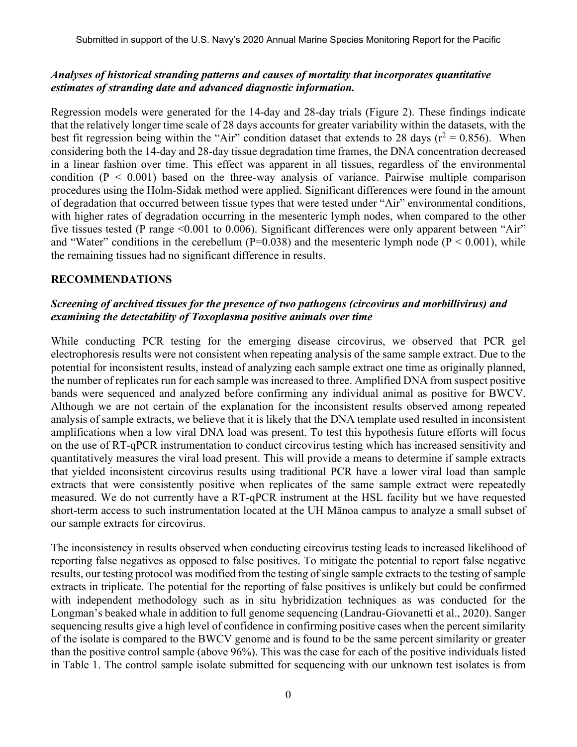*Analyses of historical stranding patterns and causes of mortality that incorporates quantitative estimates of stranding date and advanced diagnostic information.*

Regression models were generated for the 14-day and 28-day trials (Figure 2). These findings indicate that the relatively longer time scale of 28 days accounts for greater variability within the datasets, with the best fit regression being within the "Air" condition dataset that extends to 28 days ($r^2 = 0.856$). When considering both the 14-day and 28-day tissue degradation time frames, the DNA concentration decreased in a linear fashion over time. This effect was apparent in all tissues, regardless of the environmental condition ($P < 0.001$) based on the three-way analysis of variance. Pairwise multiple comparison procedures using the Holm-Sidak method were applied. Significant differences were found in the amount of degradation that occurred between tissue types that were tested under "Air" environmental conditions, with higher rates of degradation occurring in the mesenteric lymph nodes, when compared to the other five tissues tested (P range <0.001 to 0.006). Significant differences were only apparent between "Air" and "Water" conditions in the cerebellum ($P=0.038$) and the mesenteric lymph node ($P < 0.001$), while the remaining tissues had no significant difference in results.

## RECOMMENDATIONS

### *Screening of archived tissues for the presence of two pathogens (circovirus and morbillivirus) and examining the detectability of Toxoplasma positive animals over time*

While conducting PCR testing for the emerging disease circovirus, we observed that PCR gel electrophoresis results were not consistent when repeating analysis of the same sample extract. Due to the potential for inconsistent results, instead of analyzing each sample extract one time as originally planned, the number of replicates run for each sample was increased to three. Amplified DNA from suspect positive bands were sequenced and analyzed before confirming any individual animal as positive for BWCV. Although we are not certain of the explanation for the inconsistent results observed among repeated analysis of sample extracts, we believe that it is likely that the DNA template used resulted in inconsistent amplifications when a low viral DNA load was present. To test this hypothesis future efforts will focus on the use of RT-qPCR instrumentation to conduct circovirus testing which has increased sensitivity and quantitatively measures the viral load present. This will provide a means to determine if sample extracts that yielded inconsistent circovirus results using traditional PCR have a lower viral load than sample extracts that were consistently positive when replicates of the same sample extract were repeatedly measured. We do not currently have a RT-qPCR instrument at the HSL facility but we have requested short-term access to such instrumentation located at the UH Mānoa campus to analyze a small subset of our sample extracts for circovirus.

The inconsistency in results observed when conducting circovirus testing leads to increased likelihood of reporting false negatives as opposed to false positives. To mitigate the potential to report false negative results, our testing protocol was modified from the testing of single sample extracts to the testing of sample extracts in triplicate. The potential for the reporting of false positives is unlikely but could be confirmed with independent methodology such as in situ hybridization techniques as was conducted for the Longman's beaked whale in addition to full genome sequencing (Landrau-Giovanetti et al., 2020). Sanger sequencing results give a high level of confidence in confirming positive cases when the percent similarity of the isolate is compared to the BWCV genome and is found to be the same percent similarity or greater than the positive control sample (above 96%). This was the case for each of the positive individuals listed in Table 1. The control sample isolate submitted for sequencing with our unknown test isolates is from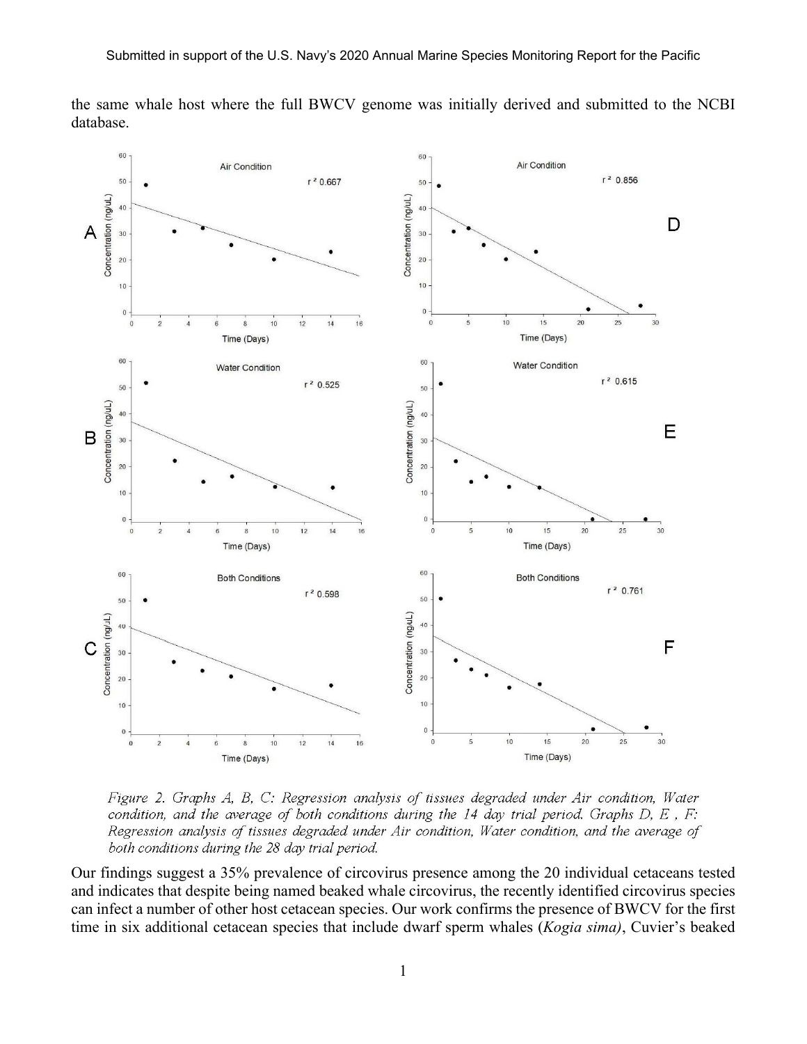the same whale host where the full BWCV genome was initially derived and submitted to the NCBI database.

*Figure 2. Graphs A, B, C: Regression analysis of tissues degraded under Air condition, Water condition, and the average of both conditions during the 14 day trial period. Graphs D, E , F: Regression analysis of tissues degraded under Air condition, Water condition, and the average of both conditions during the 28 day trial period.*

Our findings suggest a 35% prevalence of circovirus presence among the 20 individual cetaceans tested and indicates that despite being named beaked whale circovirus, the recently identified circovirus species can infect a number of other host cetacean species. Our work confirms the presence of BWCV for the first time in six additional cetacean species that include dwarf sperm whales (*Kogia sima)*, Cuvier's beaked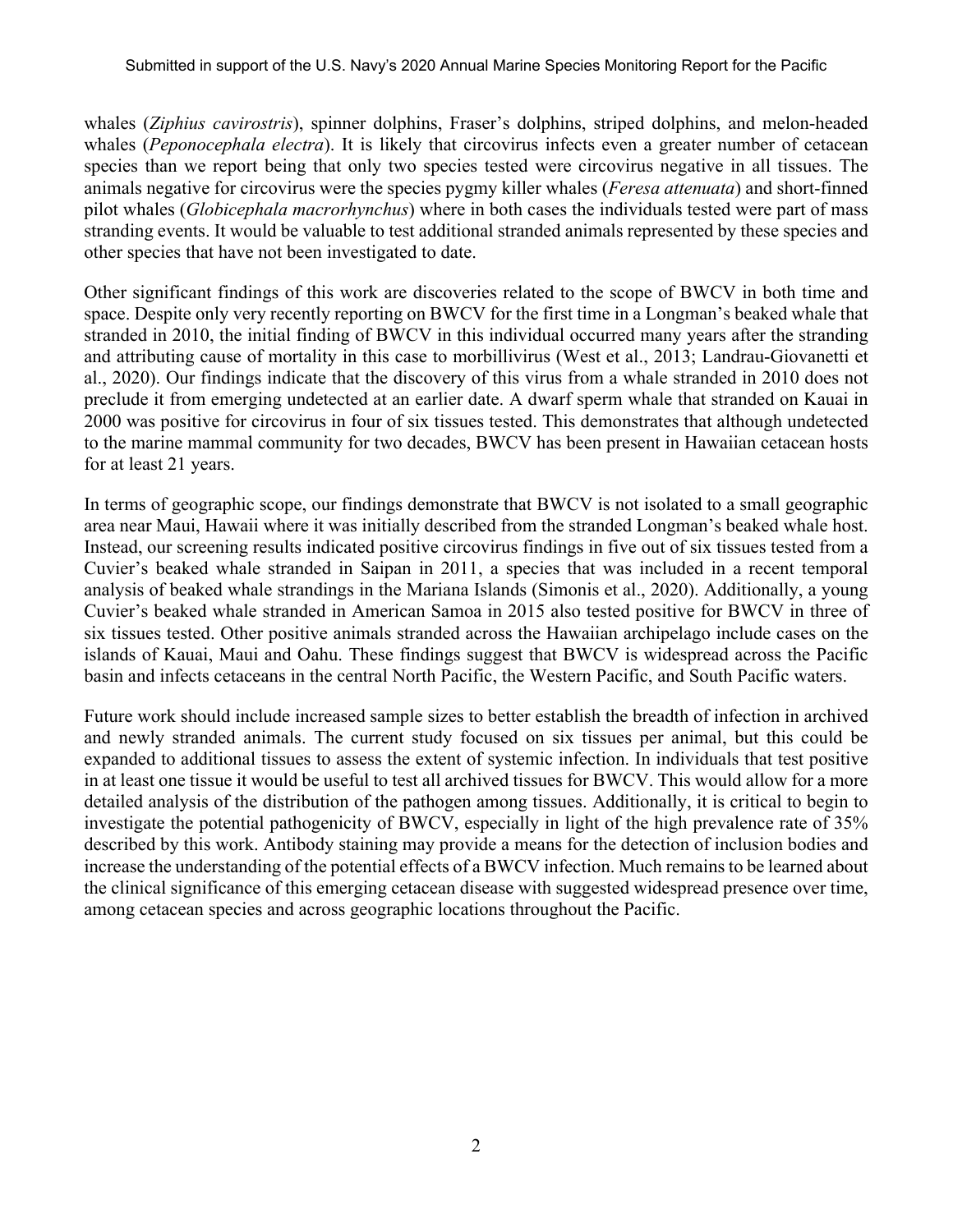whales (*Ziphius cavirostris*), spinner dolphins, Fraser's dolphins, striped dolphins, and melon-headed whales (*Peponocephala electra*). It is likely that circovirus infects even a greater number of cetacean species than we report being that only two species tested were circovirus negative in all tissues. The animals negative for circovirus were the species pygmy killer whales (*Feresa attenuata*) and short-finned pilot whales (*Globicephala macrorhynchus*) where in both cases the individuals tested were part of mass stranding events. It would be valuable to test additional stranded animals represented by these species and other species that have not been investigated to date.

Other significant findings of this work are discoveries related to the scope of BWCV in both time and space. Despite only very recently reporting on BWCV for the first time in a Longman's beaked whale that stranded in 2010, the initial finding of BWCV in this individual occurred many years after the stranding and attributing cause of mortality in this case to morbillivirus (West et al., 2013; Landrau-Giovanetti et al., 2020). Our findings indicate that the discovery of this virus from a whale stranded in 2010 does not preclude it from emerging undetected at an earlier date. A dwarf sperm whale that stranded on Kauai in 2000 was positive for circovirus in four of six tissues tested. This demonstrates that although undetected to the marine mammal community for two decades, BWCV has been present in Hawaiian cetacean hosts for at least 21 years.

In terms of geographic scope, our findings demonstrate that BWCV is not isolated to a small geographic area near Maui, Hawaii where it was initially described from the stranded Longman's beaked whale host. Instead, our screening results indicated positive circovirus findings in five out of six tissues tested from a Cuvier's beaked whale stranded in Saipan in 2011, a species that was included in a recent temporal analysis of beaked whale strandings in the Mariana Islands (Simonis et al., 2020). Additionally, a young Cuvier's beaked whale stranded in American Samoa in 2015 also tested positive for BWCV in three of six tissues tested. Other positive animals stranded across the Hawaiian archipelago include cases on the islands of Kauai, Maui and Oahu. These findings suggest that BWCV is widespread across the Pacific basin and infects cetaceans in the central North Pacific, the Western Pacific, and South Pacific waters.

Future work should include increased sample sizes to better establish the breadth of infection in archived and newly stranded animals. The current study focused on six tissues per animal, but this could be expanded to additional tissues to assess the extent of systemic infection. In individuals that test positive in at least one tissue it would be useful to test all archived tissues for BWCV. This would allow for a more detailed analysis of the distribution of the pathogen among tissues. Additionally, it is critical to begin to investigate the potential pathogenicity of BWCV, especially in light of the high prevalence rate of 35% described by this work. Antibody staining may provide a means for the detection of inclusion bodies and increase the understanding of the potential effects of a BWCV infection. Much remains to be learned about the clinical significance of this emerging cetacean disease with suggested widespread presence over time, among cetacean species and across geographic locations throughout the Pacific.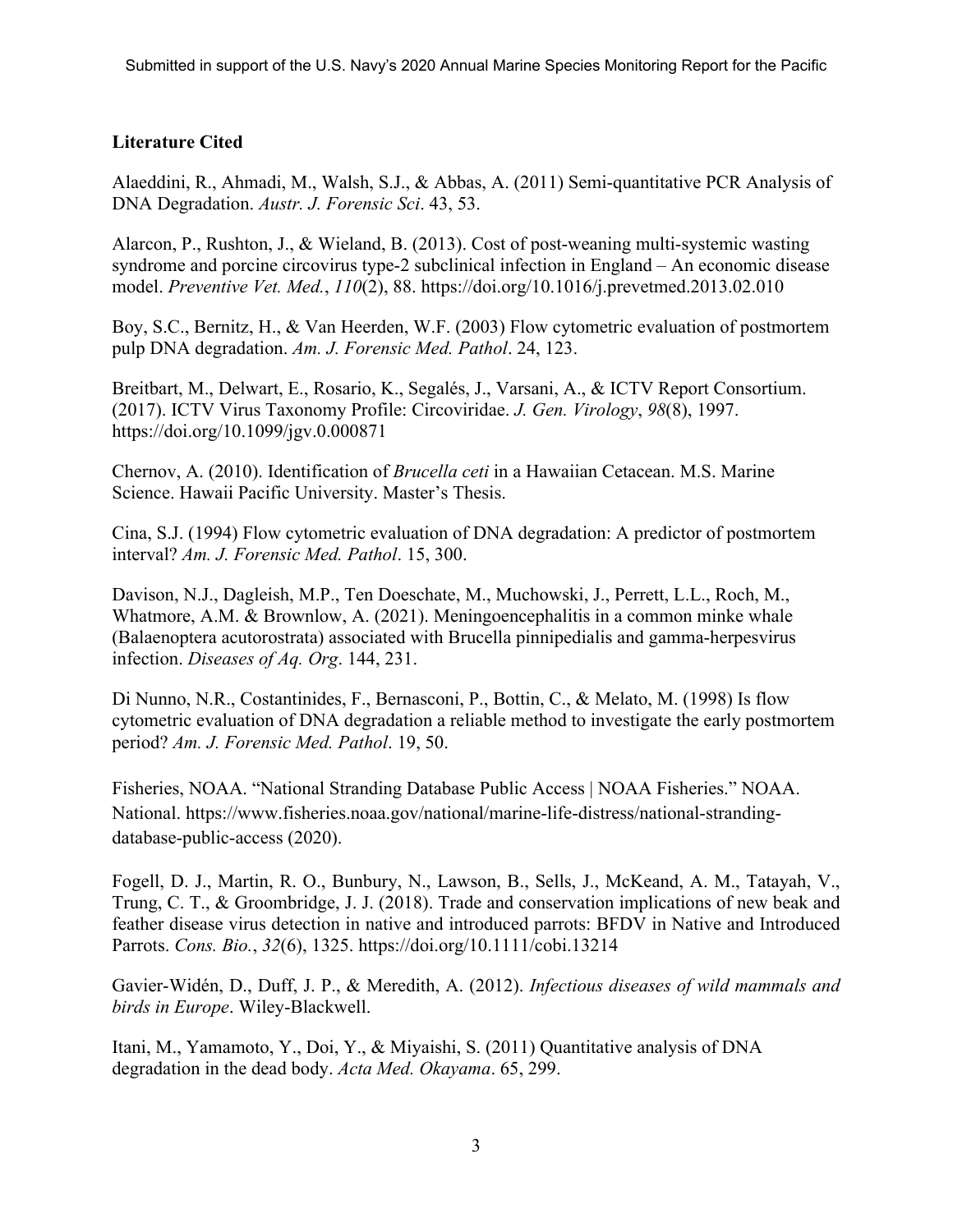**Literature Cited**

Alaeddini, R., Ahmadi, M., Walsh, S.J., & Abbas, A. (2011) Semi-quantitative PCR Analysis of DNA Degradation. *Austr. J. Forensic Sci*. 43, 53.

Alarcon, P., Rushton, J., & Wieland, B. (2013). Cost of post-weaning multi-systemic wasting syndrome and porcine circovirus type-2 subclinical infection in England – An economic disease model. *Preventive Vet. Med.*, *110*(2), 88. https://doi.org/10.1016/j.prevetmed.2013.02.010

Boy, S.C., Bernitz, H., & Van Heerden, W.F. (2003) Flow cytometric evaluation of postmortem pulp DNA degradation. *Am. J. Forensic Med. Pathol*. 24, 123.

Breitbart, M., Delwart, E., Rosario, K., Segalés, J., Varsani, A., & ICTV Report Consortium. (2017). ICTV Virus Taxonomy Profile: Circoviridae. *J. Gen. Virology*, *98*(8), 1997. https://doi.org/10.1099/jgv.0.000871

Chernov, A. (2010). Identification of *Brucella ceti* in a Hawaiian Cetacean. M.S. Marine Science. Hawaii Pacific University. Master's Thesis.

Cina, S.J. (1994) Flow cytometric evaluation of DNA degradation: A predictor of postmortem interval? *Am. J. Forensic Med. Pathol*. 15, 300.

Davison, N.J., Dagleish, M.P., Ten Doeschate, M., Muchowski, J., Perrett, L.L., Roch, M., Whatmore, A.M. & Brownlow, A. (2021). Meningoencephalitis in a common minke whale (Balaenoptera acutorostrata) associated with Brucella pinnipedialis and gamma-herpesvirus infection. *Diseases of Aq. Org*. 144, 231.

Di Nunno, N.R., Costantinides, F., Bernasconi, P., Bottin, C., & Melato, M. (1998) Is flow cytometric evaluation of DNA degradation a reliable method to investigate the early postmortem period? *Am. J. Forensic Med. Pathol*. 19, 50.

Fisheries, NOAA. "National Stranding Database Public Access | NOAA Fisheries." NOAA. National. https://www.fisheries.noaa.gov/national/marine-life-distress/national-stranding-database-public-access (2020).

Fogell, D. J., Martin, R. O., Bunbury, N., Lawson, B., Sells, J., McKeand, A. M., Tatayah, V., Trung, C. T., & Groombridge, J. J. (2018). Trade and conservation implications of new beak and feather disease virus detection in native and introduced parrots: BFDV in Native and Introduced Parrots. *Cons. Bio.*, *32*(6), 1325. https://doi.org/10.1111/cobi.13214

Gavier-Widén, D., Duff, J. P., & Meredith, A. (2012). *Infectious diseases of wild mammals and birds in Europe*. Wiley-Blackwell.

Itani, M., Yamamoto, Y., Doi, Y., & Miyaishi, S. (2011) Quantitative analysis of DNA degradation in the dead body. *Acta Med. Okayama*. 65, 299.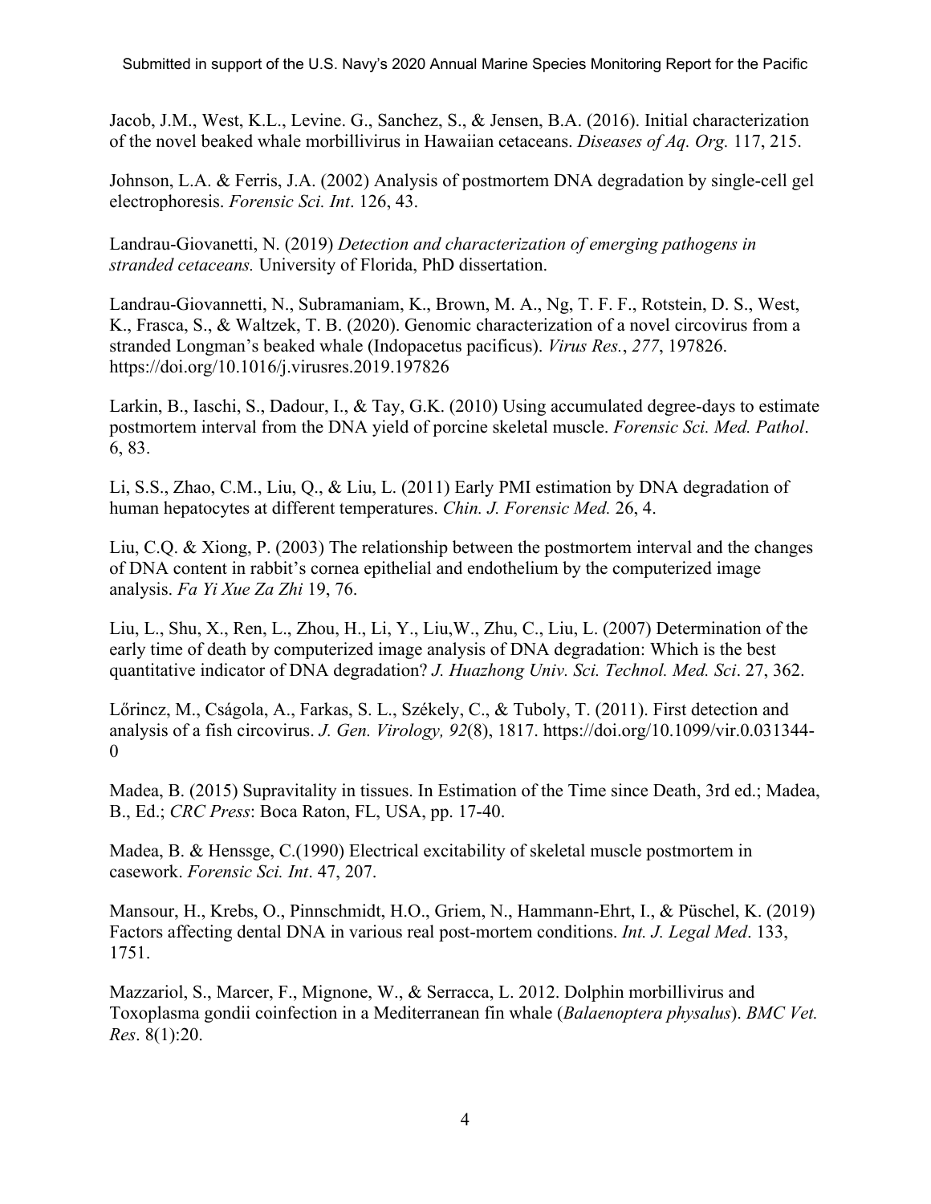Jacob, J.M., West, K.L., Levine. G., Sanchez, S., & Jensen, B.A. (2016). Initial characterization of the novel beaked whale morbillivirus in Hawaiian cetaceans. *Diseases of Aq. Org.* 117, 215.

Johnson, L.A. & Ferris, J.A. (2002) Analysis of postmortem DNA degradation by single-cell gel electrophoresis. *Forensic Sci. Int*. 126, 43.

Landrau-Giovanetti, N. (2019) *Detection and characterization of emerging pathogens in stranded cetaceans.* University of Florida, PhD dissertation.

Landrau-Giovannetti, N., Subramaniam, K., Brown, M. A., Ng, T. F. F., Rotstein, D. S., West, K., Frasca, S., & Waltzek, T. B. (2020). Genomic characterization of a novel circovirus from a stranded Longman's beaked whale (Indopacetus pacificus). *Virus Res.*, *277*, 197826. https://doi.org/10.1016/j.virusres.2019.197826

Larkin, B., Iaschi, S., Dadour, I., & Tay, G.K. (2010) Using accumulated degree-days to estimate postmortem interval from the DNA yield of porcine skeletal muscle. *Forensic Sci. Med. Pathol*. 6, 83.

Li, S.S., Zhao, C.M., Liu, Q., & Liu, L. (2011) Early PMI estimation by DNA degradation of human hepatocytes at different temperatures. *Chin. J. Forensic Med.* 26, 4.

Liu, C.Q. & Xiong, P. (2003) The relationship between the postmortem interval and the changes of DNA content in rabbit's cornea epithelial and endothelium by the computerized image analysis. *Fa Yi Xue Za Zhi* 19, 76.

Liu, L., Shu, X., Ren, L., Zhou, H., Li, Y., Liu,W., Zhu, C., Liu, L. (2007) Determination of the early time of death by computerized image analysis of DNA degradation: Which is the best quantitative indicator of DNA degradation? *J. Huazhong Univ. Sci. Technol. Med. Sci*. 27, 362.

Lőrincz, M., Cságola, A., Farkas, S. L., Székely, C., & Tuboly, T. (2011). First detection and analysis of a fish circovirus. *J. Gen. Virology, 92*(8), 1817. https://doi.org/10.1099/vir.0.031344-0

Madea, B. (2015) Supravitality in tissues. In Estimation of the Time since Death, 3rd ed.; Madea, B., Ed.; *CRC Press*: Boca Raton, FL, USA, pp. 17-40.

Madea, B. & Henssge, C.(1990) Electrical excitability of skeletal muscle postmortem in casework. *Forensic Sci. Int*. 47, 207.

Mansour, H., Krebs, O., Pinnschmidt, H.O., Griem, N., Hammann-Ehrt, I., & Püschel, K. (2019) Factors affecting dental DNA in various real post-mortem conditions. *Int. J. Legal Med*. 133, 1751.

Mazzariol, S., Marcer, F., Mignone, W., & Serracca, L. 2012. Dolphin morbillivirus and Toxoplasma gondii coinfection in a Mediterranean fin whale (*Balaenoptera physalus*). *BMC Vet. Res*. 8(1):20.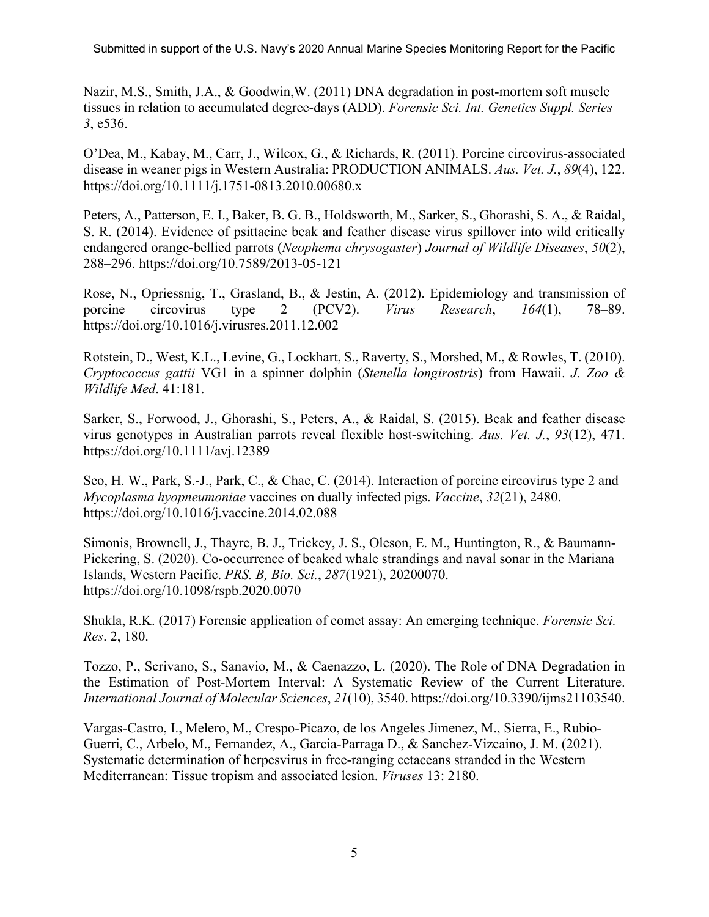Nazir, M.S., Smith, J.A., & Goodwin,W. (2011) DNA degradation in post-mortem soft muscle tissues in relation to accumulated degree-days (ADD). *Forensic Sci. Int. Genetics Suppl. Series 3*, e536.

O'Dea, M., Kabay, M., Carr, J., Wilcox, G., & Richards, R. (2011). Porcine circovirus-associated disease in weaner pigs in Western Australia: PRODUCTION ANIMALS. *Aus. Vet. J.*, *89*(4), 122. https://doi.org/10.1111/j.1751-0813.2010.00680.x

Peters, A., Patterson, E. I., Baker, B. G. B., Holdsworth, M., Sarker, S., Ghorashi, S. A., & Raidal, S. R. (2014). Evidence of psittacine beak and feather disease virus spillover into wild critically endangered orange-bellied parrots (*Neophema chrysogaster*) *Journal of Wildlife Diseases*, *50*(2), 288–296. https://doi.org/10.7589/2013-05-121

Rose, N., Opriessnig, T., Grasland, B., & Jestin, A. (2012). Epidemiology and transmission of porcine circovirus type 2 (PCV2). *Virus Research*, *164*(1), 78–89. https://doi.org/10.1016/j.virusres.2011.12.002

Rotstein, D., West, K.L., Levine, G., Lockhart, S., Raverty, S., Morshed, M., & Rowles, T. (2010). *Cryptococcus gattii* VG1 in a spinner dolphin (*Stenella longirostris*) from Hawaii. *J. Zoo & Wildlife Med*. 41:181.

Sarker, S., Forwood, J., Ghorashi, S., Peters, A., & Raidal, S. (2015). Beak and feather disease virus genotypes in Australian parrots reveal flexible host-switching. *Aus. Vet. J.*, *93*(12), 471. https://doi.org/10.1111/avj.12389

Seo, H. W., Park, S.-J., Park, C., & Chae, C. (2014). Interaction of porcine circovirus type 2 and *Mycoplasma hyopneumoniae* vaccines on dually infected pigs. *Vaccine*, *32*(21), 2480. https://doi.org/10.1016/j.vaccine.2014.02.088

Simonis, Brownell, J., Thayre, B. J., Trickey, J. S., Oleson, E. M., Huntington, R., & Baumann-Pickering, S. (2020). Co-occurrence of beaked whale strandings and naval sonar in the Mariana Islands, Western Pacific. *PRS. B, Bio. Sci.*, *287*(1921), 20200070. https://doi.org/10.1098/rspb.2020.0070

Shukla, R.K. (2017) Forensic application of comet assay: An emerging technique. *Forensic Sci. Res*. 2, 180.

Tozzo, P., Scrivano, S., Sanavio, M., & Caenazzo, L. (2020). The Role of DNA Degradation in the Estimation of Post-Mortem Interval: A Systematic Review of the Current Literature. *International Journal of Molecular Sciences*, *21*(10), 3540. https://doi.org/10.3390/ijms21103540.

Vargas-Castro, I., Melero, M., Crespo-Picazo, de los Angeles Jimenez, M., Sierra, E., Rubio-Guerri, C., Arbelo, M., Fernandez, A., Garcia-Parraga D., & Sanchez-Vizcaino, J. M. (2021). Systematic determination of herpesvirus in free-ranging cetaceans stranded in the Western Mediterranean: Tissue tropism and associated lesion. *Viruses* 13: 2180.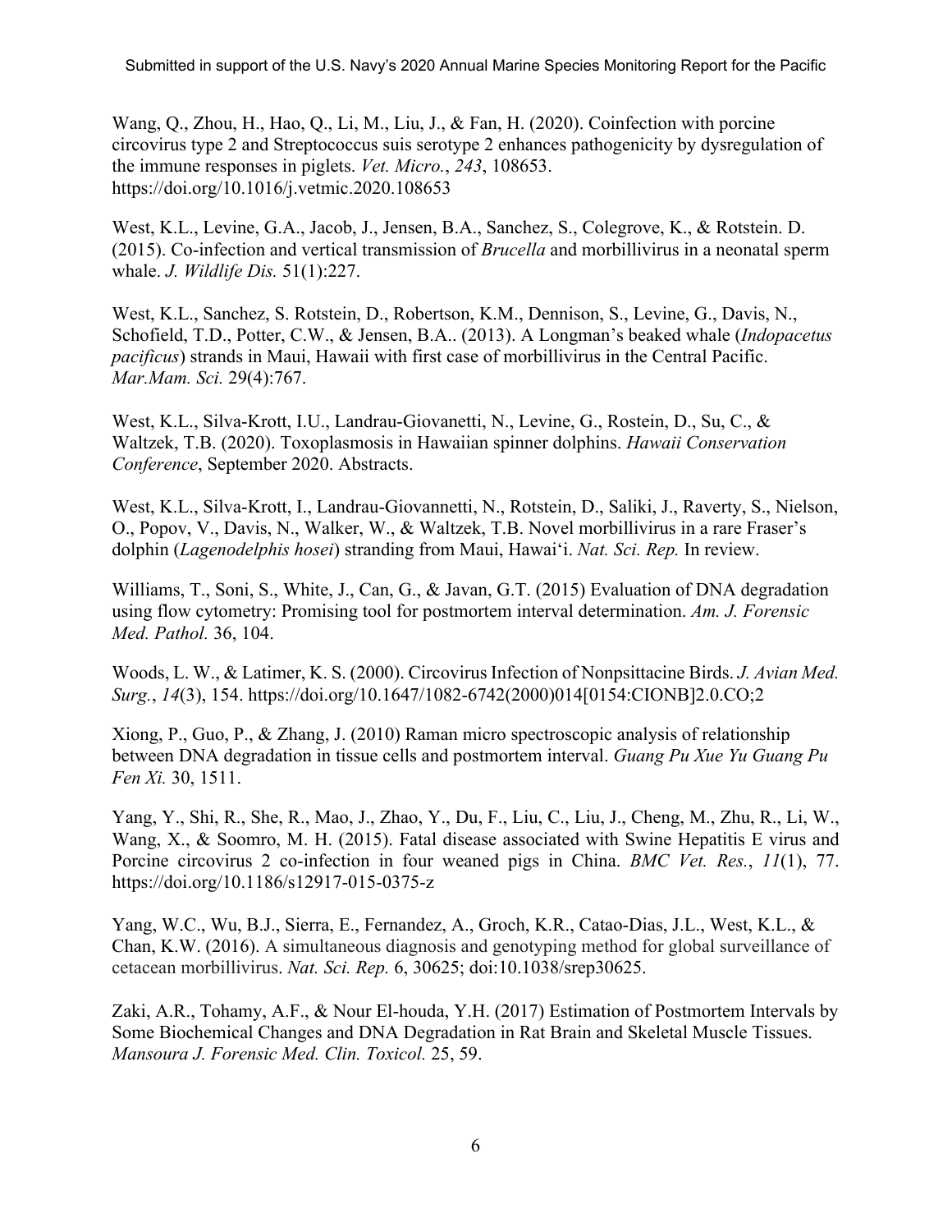Wang, Q., Zhou, H., Hao, Q., Li, M., Liu, J., & Fan, H. (2020). Coinfection with porcine circovirus type 2 and Streptococcus suis serotype 2 enhances pathogenicity by dysregulation of the immune responses in piglets. *Vet. Micro.*, *243*, 108653. https://doi.org/10.1016/j.vetmic.2020.108653

West, K.L., Levine, G.A., Jacob, J., Jensen, B.A., Sanchez, S., Colegrove, K., & Rotstein. D. (2015). Co-infection and vertical transmission of *Brucella* and morbillivirus in a neonatal sperm whale. *J. Wildlife Dis.* 51(1):227.

West, K.L., Sanchez, S. Rotstein, D., Robertson, K.M., Dennison, S., Levine, G., Davis, N., Schofield, T.D., Potter, C.W., & Jensen, B.A.. (2013). A Longman's beaked whale (*Indopacetus pacificus*) strands in Maui, Hawaii with first case of morbillivirus in the Central Pacific. *Mar.Mam. Sci.* 29(4):767.

West, K.L., Silva-Krott, I.U., Landrau-Giovanetti, N., Levine, G., Rostein, D., Su, C., & Waltzek, T.B. (2020). Toxoplasmosis in Hawaiian spinner dolphins. *Hawaii Conservation Conference*, September 2020. Abstracts.

West, K.L., Silva-Krott, I., Landrau-Giovannetti, N., Rotstein, D., Saliki, J., Raverty, S., Nielson, O., Popov, V., Davis, N., Walker, W., & Waltzek, T.B. Novel morbillivirus in a rare Fraser's dolphin (*Lagenodelphis hosei*) stranding from Maui, Hawaiʻi. *Nat. Sci. Rep.* In review.

Williams, T., Soni, S., White, J., Can, G., & Javan, G.T. (2015) Evaluation of DNA degradation using flow cytometry: Promising tool for postmortem interval determination. *Am. J. Forensic Med. Pathol.* 36, 104.

Woods, L. W., & Latimer, K. S. (2000). Circovirus Infection of Nonpsittacine Birds. *J. Avian Med. Surg.*, *14*(3), 154. https://doi.org/10.1647/1082-6742(2000)014[0154:CIONB]2.0.CO;2

Xiong, P., Guo, P., & Zhang, J. (2010) Raman micro spectroscopic analysis of relationship between DNA degradation in tissue cells and postmortem interval. *Guang Pu Xue Yu Guang Pu Fen Xi.* 30, 1511.

Yang, Y., Shi, R., She, R., Mao, J., Zhao, Y., Du, F., Liu, C., Liu, J., Cheng, M., Zhu, R., Li, W., Wang, X., & Soomro, M. H. (2015). Fatal disease associated with Swine Hepatitis E virus and Porcine circovirus 2 co-infection in four weaned pigs in China. *BMC Vet. Res.*, *11*(1), 77. https://doi.org/10.1186/s12917-015-0375-z

Yang, W.C., Wu, B.J., Sierra, E., Fernandez, A., Groch, K.R., Catao-Dias, J.L., West, K.L., & Chan, K.W. (2016). A simultaneous diagnosis and genotyping method for global surveillance of cetacean morbillivirus. *Nat. Sci. Rep.* 6, 30625; doi:10.1038/srep30625.

Zaki, A.R., Tohamy, A.F., & Nour El-houda, Y.H. (2017) Estimation of Postmortem Intervals by Some Biochemical Changes and DNA Degradation in Rat Brain and Skeletal Muscle Tissues. *Mansoura J. Forensic Med. Clin. Toxicol.* 25, 59.